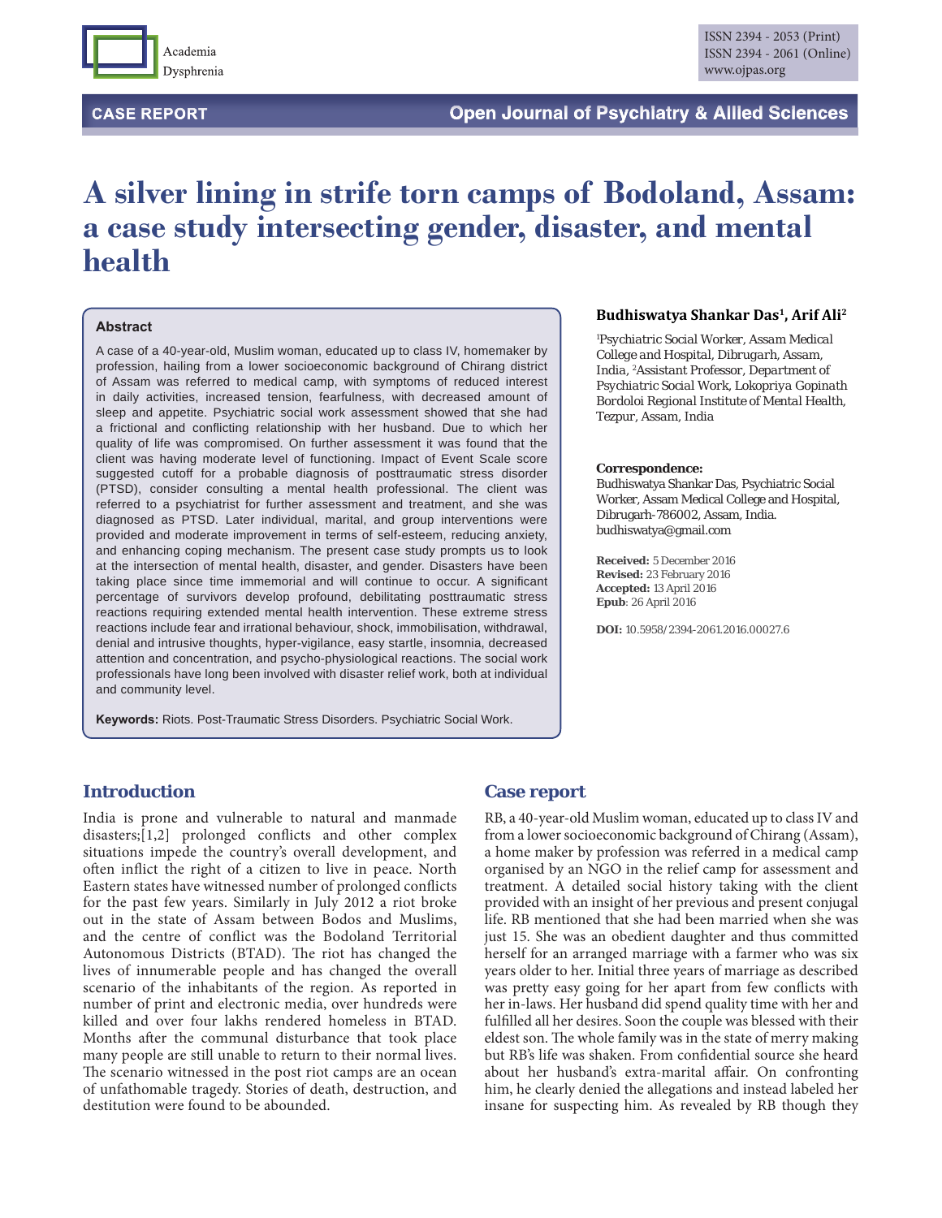# A silver lining in strife torn camps of Bodoland, Assam: a case study intersecting gender, disaster, and mental health

**Budhiswatya Shankar Das[1], Arif Ali[2]**

[1]Psychiatric Social Worker, Assam Medical College and Hospital, Dibrugarh, Assam, India, [2]Assistant Professor, Department of Psychiatric Social Work, Lokopriya Gopinath Bordoloi Regional Institute of Mental Health, Tezpur, Assam, India

**Correspondence:**
Budhiswatya Shankar Das, Psychiatric Social Worker, Assam Medical College and Hospital, Dibrugarh-786002, Assam, India.
budhiswatya@gmail.com

**Received:** 5 December 2016
**Revised:** 23 February 2016
**Accepted:** 13 April 2016
**Epub**: 26 April 2016

**DOI:** 10.5958/2394-2061.2016.00027.6

## Abstract

A case of a 40-year-old, Muslim woman, educated up to class IV, homemaker by profession, hailing from a lower socioeconomic background of Chirang district of Assam was referred to medical camp, with symptoms of reduced interest in daily activities, increased tension, fearfulness, with decreased amount of sleep and appetite. Psychiatric social work assessment showed that she had a frictional and conflicting relationship with her husband. Due to which her quality of life was compromised. On further assessment it was found that the client was having moderate level of functioning. Impact of Event Scale score suggested cutoff for a probable diagnosis of posttraumatic stress disorder (PTSD), consider consulting a mental health professional. The client was referred to a psychiatrist for further assessment and treatment, and she was diagnosed as PTSD. Later individual, marital, and group interventions were provided and moderate improvement in terms of self-esteem, reducing anxiety, and enhancing coping mechanism. The present case study prompts us to look at the intersection of mental health, disaster, and gender. Disasters have been taking place since time immemorial and will continue to occur. A significant percentage of survivors develop profound, debilitating posttraumatic stress reactions requiring extended mental health intervention. These extreme stress reactions include fear and irrational behaviour, shock, immobilisation, withdrawal, denial and intrusive thoughts, hyper-vigilance, easy startle, insomnia, decreased attention and concentration, and psycho-physiological reactions. The social work professionals have long been involved with disaster relief work, both at individual and community level.

**Keywords:** Riots. Post-Traumatic Stress Disorders. Psychiatric Social Work.

## Introduction

India is prone and vulnerable to natural and manmade disasters;[1,2] prolonged conflicts and other complex situations impede the country's overall development, and often inflict the right of a citizen to live in peace. North Eastern states have witnessed number of prolonged conflicts for the past few years. Similarly in July 2012 a riot broke out in the state of Assam between Bodos and Muslims, and the centre of conflict was the Bodoland Territorial Autonomous Districts (BTAD). The riot has changed the lives of innumerable people and has changed the overall scenario of the inhabitants of the region. As reported in number of print and electronic media, over hundreds were killed and over four lakhs rendered homeless in BTAD. Months after the communal disturbance that took place many people are still unable to return to their normal lives. The scenario witnessed in the post riot camps are an ocean of unfathomable tragedy. Stories of death, destruction, and destitution were found to be abounded.

## Case report

RB, a 40-year-old Muslim woman, educated up to class IV and from a lower socioeconomic background of Chirang (Assam), a home maker by profession was referred in a medical camp organised by an NGO in the relief camp for assessment and treatment. A detailed social history taking with the client provided with an insight of her previous and present conjugal life. RB mentioned that she had been married when she was just 15. She was an obedient daughter and thus committed herself for an arranged marriage with a farmer who was six years older to her. Initial three years of marriage as described was pretty easy going for her apart from few conflicts with her in-laws. Her husband did spend quality time with her and fulfilled all her desires. Soon the couple was blessed with their eldest son. The whole family was in the state of merry making but RB's life was shaken. From confidential source she heard about her husband's extra-marital affair. On confronting him, he clearly denied the allegations and instead labeled her insane for suspecting him. As revealed by RB though they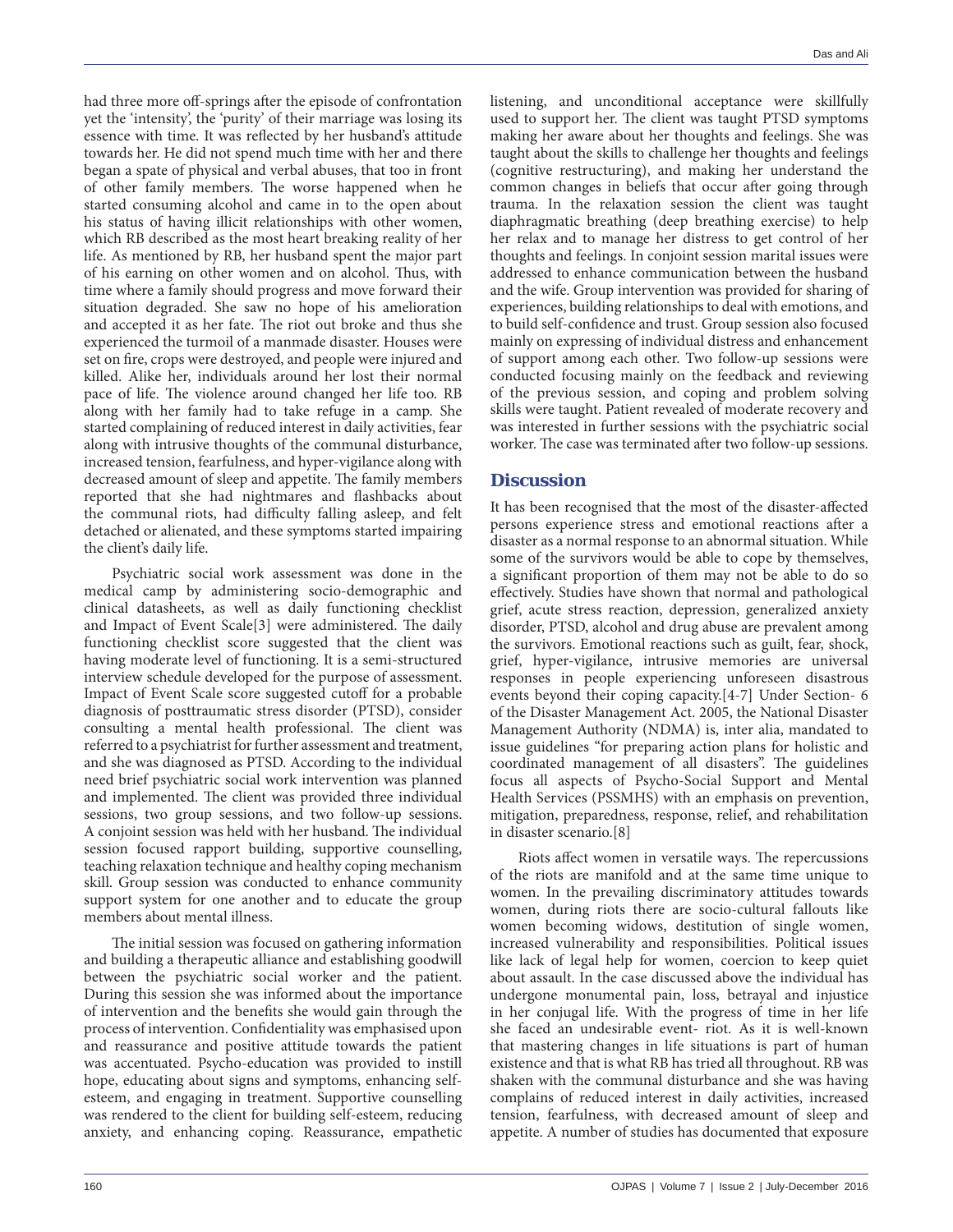had three more off-springs after the episode of confrontation yet the 'intensity', the 'purity' of their marriage was losing its essence with time. It was reflected by her husband's attitude towards her. He did not spend much time with her and there began a spate of physical and verbal abuses, that too in front of other family members. The worse happened when he started consuming alcohol and came in to the open about his status of having illicit relationships with other women, which RB described as the most heart breaking reality of her life. As mentioned by RB, her husband spent the major part of his earning on other women and on alcohol. Thus, with time where a family should progress and move forward their situation degraded. She saw no hope of his amelioration and accepted it as her fate. The riot out broke and thus she experienced the turmoil of a manmade disaster. Houses were set on fire, crops were destroyed, and people were injured and killed. Alike her, individuals around her lost their normal pace of life. The violence around changed her life too. RB along with her family had to take refuge in a camp. She started complaining of reduced interest in daily activities, fear along with intrusive thoughts of the communal disturbance, increased tension, fearfulness, and hyper-vigilance along with decreased amount of sleep and appetite. The family members reported that she had nightmares and flashbacks about the communal riots, had difficulty falling asleep, and felt detached or alienated, and these symptoms started impairing the client's daily life.

Psychiatric social work assessment was done in the medical camp by administering socio-demographic and clinical datasheets, as well as daily functioning checklist and Impact of Event Scale[3] were administered. The daily functioning checklist score suggested that the client was having moderate level of functioning. It is a semi-structured interview schedule developed for the purpose of assessment. Impact of Event Scale score suggested cutoff for a probable diagnosis of posttraumatic stress disorder (PTSD), consider consulting a mental health professional. The client was referred to a psychiatrist for further assessment and treatment, and she was diagnosed as PTSD. According to the individual need brief psychiatric social work intervention was planned and implemented. The client was provided three individual sessions, two group sessions, and two follow-up sessions. A conjoint session was held with her husband. The individual session focused rapport building, supportive counselling, teaching relaxation technique and healthy coping mechanism skill. Group session was conducted to enhance community support system for one another and to educate the group members about mental illness.

The initial session was focused on gathering information and building a therapeutic alliance and establishing goodwill between the psychiatric social worker and the patient. During this session she was informed about the importance of intervention and the benefits she would gain through the process of intervention. Confidentiality was emphasised upon and reassurance and positive attitude towards the patient was accentuated. Psycho-education was provided to instill hope, educating about signs and symptoms, enhancing self-esteem, and engaging in treatment. Supportive counselling was rendered to the client for building self-esteem, reducing anxiety, and enhancing coping. Reassurance, empathetic listening, and unconditional acceptance were skillfully used to support her. The client was taught PTSD symptoms making her aware about her thoughts and feelings. She was taught about the skills to challenge her thoughts and feelings (cognitive restructuring), and making her understand the common changes in beliefs that occur after going through trauma. In the relaxation session the client was taught diaphragmatic breathing (deep breathing exercise) to help her relax and to manage her distress to get control of her thoughts and feelings. In conjoint session marital issues were addressed to enhance communication between the husband and the wife. Group intervention was provided for sharing of experiences, building relationships to deal with emotions, and to build self-confidence and trust. Group session also focused mainly on expressing of individual distress and enhancement of support among each other. Two follow-up sessions were conducted focusing mainly on the feedback and reviewing of the previous session, and coping and problem solving skills were taught. Patient revealed of moderate recovery and was interested in further sessions with the psychiatric social worker. The case was terminated after two follow-up sessions.

## Discussion

It has been recognised that the most of the disaster-affected persons experience stress and emotional reactions after a disaster as a normal response to an abnormal situation. While some of the survivors would be able to cope by themselves, a significant proportion of them may not be able to do so effectively. Studies have shown that normal and pathological grief, acute stress reaction, depression, generalized anxiety disorder, PTSD, alcohol and drug abuse are prevalent among the survivors. Emotional reactions such as guilt, fear, shock, grief, hyper-vigilance, intrusive memories are universal responses in people experiencing unforeseen disastrous events beyond their coping capacity.[4-7] Under Section- 6 of the Disaster Management Act. 2005, the National Disaster Management Authority (NDMA) is, inter alia, mandated to issue guidelines "for preparing action plans for holistic and coordinated management of all disasters". The guidelines focus all aspects of Psycho-Social Support and Mental Health Services (PSSMHS) with an emphasis on prevention, mitigation, preparedness, response, relief, and rehabilitation in disaster scenario.[8]

Riots affect women in versatile ways. The repercussions of the riots are manifold and at the same time unique to women. In the prevailing discriminatory attitudes towards women, during riots there are socio-cultural fallouts like women becoming widows, destitution of single women, increased vulnerability and responsibilities. Political issues like lack of legal help for women, coercion to keep quiet about assault. In the case discussed above the individual has undergone monumental pain, loss, betrayal and injustice in her conjugal life. With the progress of time in her life she faced an undesirable event- riot. As it is well-known that mastering changes in life situations is part of human existence and that is what RB has tried all throughout. RB was shaken with the communal disturbance and she was having complains of reduced interest in daily activities, increased tension, fearfulness, with decreased amount of sleep and appetite. A number of studies has documented that exposure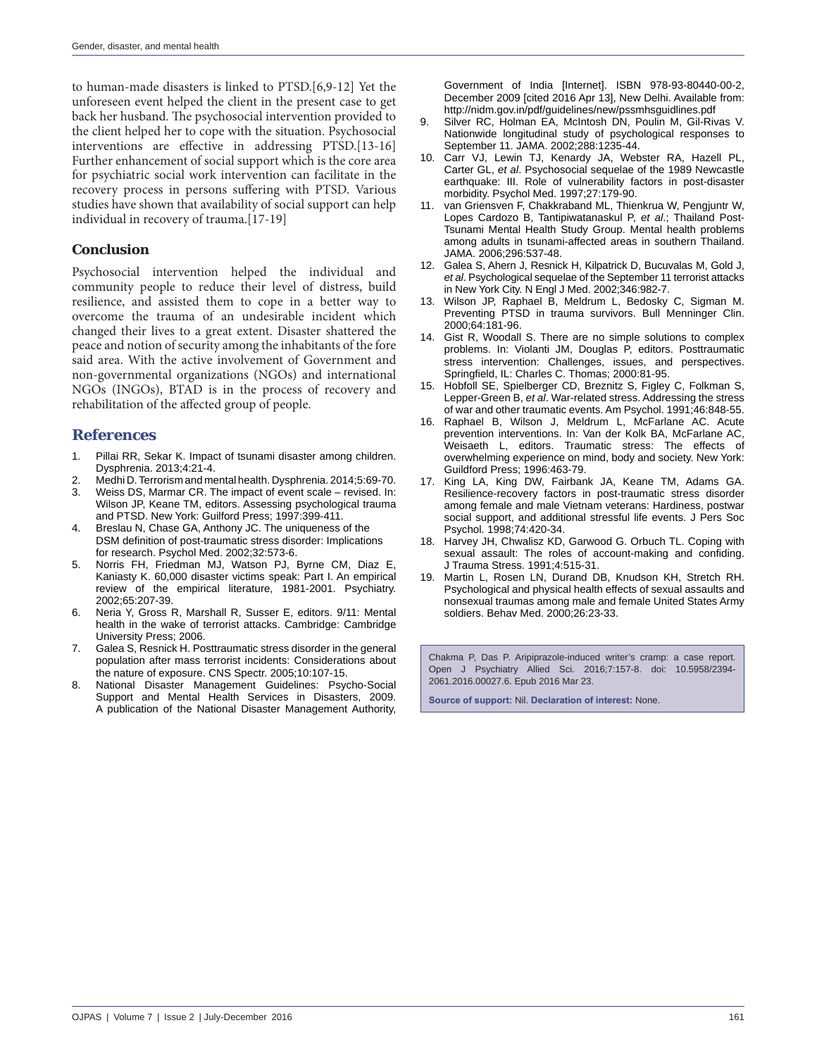to human-made disasters is linked to PTSD.[6,9-12] Yet the unforeseen event helped the client in the present case to get back her husband. The psychosocial intervention provided to the client helped her to cope with the situation. Psychosocial interventions are effective in addressing PTSD.[13-16] Further enhancement of social support which is the core area for psychiatric social work intervention can facilitate in the recovery process in persons suffering with PTSD. Various studies have shown that availability of social support can help individual in recovery of trauma.[17-19]

## Conclusion

Psychosocial intervention helped the individual and community people to reduce their level of distress, build resilience, and assisted them to cope in a better way to overcome the trauma of an undesirable incident which changed their lives to a great extent. Disaster shattered the peace and notion of security among the inhabitants of the fore said area. With the active involvement of Government and non-governmental organizations (NGOs) and international NGOs (INGOs), BTAD is in the process of recovery and rehabilitation of the affected group of people.

## References

1. Pillai RR, Sekar K. Impact of tsunami disaster among children. Dysphrenia. 2013;4:21-4.
2. Medhi D. Terrorism and mental health. Dysphrenia. 2014;5:69-70.
3. Weiss DS, Marmar CR. The impact of event scale – revised. In: Wilson JP, Keane TM, editors. Assessing psychological trauma and PTSD. New York: Guilford Press; 1997:399-411.
4. Breslau N, Chase GA, Anthony JC. The uniqueness of the DSM definition of post-traumatic stress disorder: Implications for research. Psychol Med. 2002;32:573-6.
5. Norris FH, Friedman MJ, Watson PJ, Byrne CM, Diaz E, Kaniasty K. 60,000 disaster victims speak: Part I. An empirical review of the empirical literature, 1981-2001. Psychiatry. 2002;65:207-39.
6. Neria Y, Gross R, Marshall R, Susser E, editors. 9/11: Mental health in the wake of terrorist attacks. Cambridge: Cambridge University Press; 2006.
7. Galea S, Resnick H. Posttraumatic stress disorder in the general population after mass terrorist incidents: Considerations about the nature of exposure. CNS Spectr. 2005;10:107-15.
8. National Disaster Management Guidelines: Psycho-Social Support and Mental Health Services in Disasters, 2009. A publication of the National Disaster Management Authority, Government of India [Internet]. ISBN 978-93-80440-00-2, December 2009 [cited 2016 Apr 13], New Delhi. Available from: http://nidm.gov.in/pdf/guidelines/new/pssmhsguidlines.pdf
9. Silver RC, Holman EA, McIntosh DN, Poulin M, Gil-Rivas V. Nationwide longitudinal study of psychological responses to September 11. JAMA. 2002;288:1235-44.
10. Carr VJ, Lewin TJ, Kenardy JA, Webster RA, Hazell PL, Carter GL, *et al*. Psychosocial sequelae of the 1989 Newcastle earthquake: III. Role of vulnerability factors in post-disaster morbidity. Psychol Med. 1997;27:179-90.
11. van Griensven F, Chakkraband ML, Thienkrua W, Pengjuntr W, Lopes Cardozo B, Tantipiwatanaskul P, *et al*.; Thailand Post-Tsunami Mental Health Study Group. Mental health problems among adults in tsunami-affected areas in southern Thailand. JAMA. 2006;296:537-48.
12. Galea S, Ahern J, Resnick H, Kilpatrick D, Bucuvalas M, Gold J, *et al*. Psychological sequelae of the September 11 terrorist attacks in New York City. N Engl J Med. 2002;346:982-7.
13. Wilson JP, Raphael B, Meldrum L, Bedosky C, Sigman M. Preventing PTSD in trauma survivors. Bull Menninger Clin. 2000;64:181-96.
14. Gist R, Woodall S. There are no simple solutions to complex problems. In: Violanti JM, Douglas P, editors. Posttraumatic stress intervention: Challenges, issues, and perspectives. Springfield, IL: Charles C. Thomas; 2000:81-95.
15. Hobfoll SE, Spielberger CD, Breznitz S, Figley C, Folkman S, Lepper-Green B, *et al*. War-related stress. Addressing the stress of war and other traumatic events. Am Psychol. 1991;46:848-55.
16. Raphael B, Wilson J, Meldrum L, McFarlane AC. Acute prevention interventions. In: Van der Kolk BA, McFarlane AC, Weisaeth L, editors. Traumatic stress: The effects of overwhelming experience on mind, body and society. New York: Guildford Press; 1996:463-79.
17. King LA, King DW, Fairbank JA, Keane TM, Adams GA. Resilience-recovery factors in post-traumatic stress disorder among female and male Vietnam veterans: Hardiness, postwar social support, and additional stressful life events. J Pers Soc Psychol. 1998;74:420-34.
18. Harvey JH, Chwalisz KD, Garwood G. Orbuch TL. Coping with sexual assault: The roles of account-making and confiding. J Trauma Stress. 1991;4:515-31.
19. Martin L, Rosen LN, Durand DB, Knudson KH, Stretch RH. Psychological and physical health effects of sexual assaults and nonsexual traumas among male and female United States Army soldiers. Behav Med. 2000;26:23-33.

Chakma P, Das P. Aripiprazole-induced writer's cramp: a case report. Open J Psychiatry Allied Sci. 2016;7:157-8. doi: 10.5958/2394-2061.2016.00027.6. Epub 2016 Mar 23.

**Source of support:** Nil. **Declaration of interest:** None.